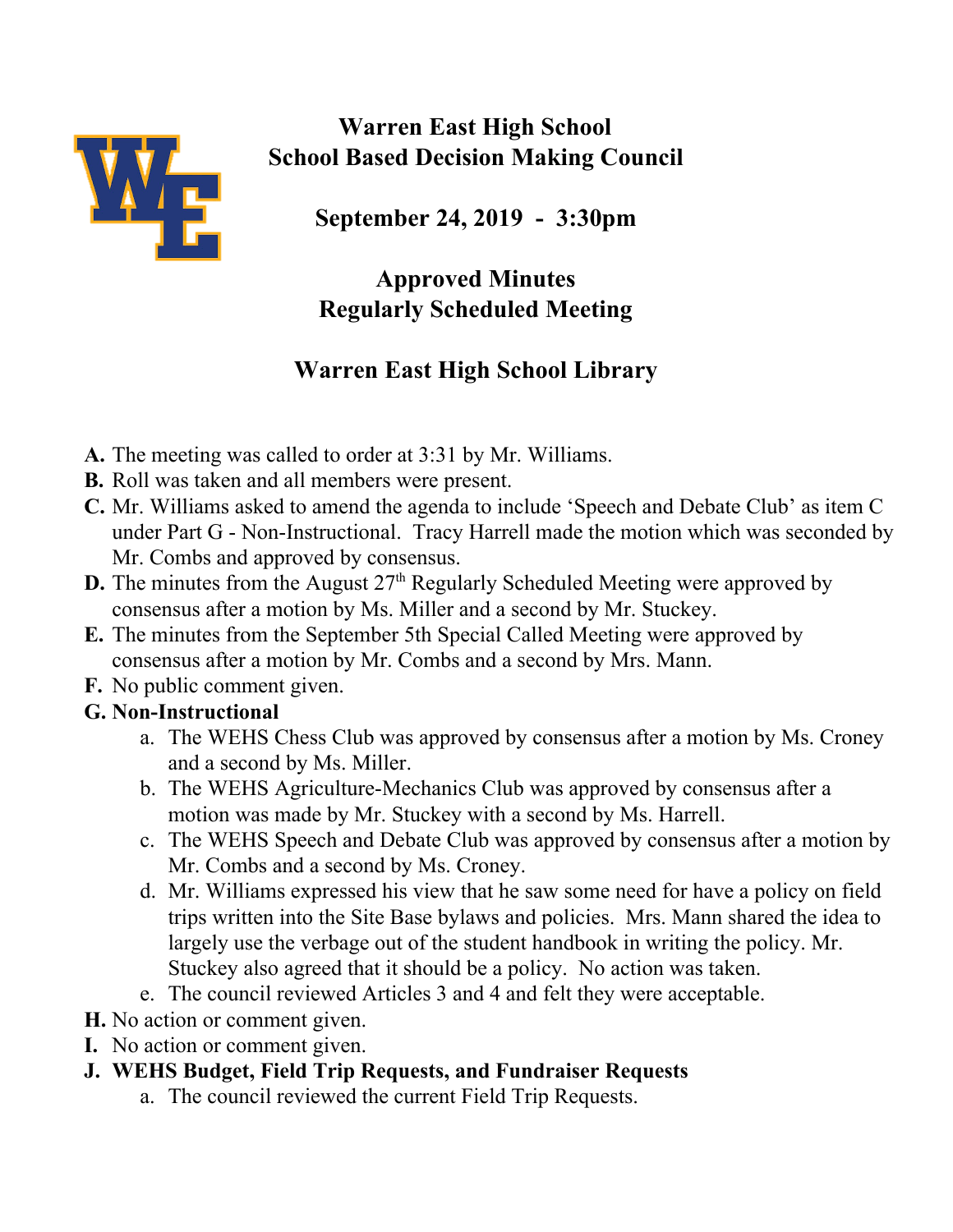# Warren East High School
# School Based Decision Making Council

## September 24, 2019 - 3:30pm

## Approved Minutes
## Regularly Scheduled Meeting

## Warren East High School Library

**A.** The meeting was called to order at 3:31 by Mr. Williams.

**B.** Roll was taken and all members were present.

**C.** Mr. Williams asked to amend the agenda to include 'Speech and Debate Club' as item C under Part G - Non-Instructional. Tracy Harrell made the motion which was seconded by Mr. Combs and approved by consensus.

**D.** The minutes from the August 27th Regularly Scheduled Meeting were approved by consensus after a motion by Ms. Miller and a second by Mr. Stuckey.

**E.** The minutes from the September 5th Special Called Meeting were approved by consensus after a motion by Mr. Combs and a second by Mrs. Mann.

**F.** No public comment given.

**G. Non-Instructional**

a. The WEHS Chess Club was approved by consensus after a motion by Ms. Croney and a second by Ms. Miller.

b. The WEHS Agriculture-Mechanics Club was approved by consensus after a motion was made by Mr. Stuckey with a second by Ms. Harrell.

c. The WEHS Speech and Debate Club was approved by consensus after a motion by Mr. Combs and a second by Ms. Croney.

d. Mr. Williams expressed his view that he saw some need for have a policy on field trips written into the Site Base bylaws and policies. Mrs. Mann shared the idea to largely use the verbage out of the student handbook in writing the policy. Mr. Stuckey also agreed that it should be a policy. No action was taken.

e. The council reviewed Articles 3 and 4 and felt they were acceptable.

**H.** No action or comment given.

**I.** No action or comment given.

**J. WEHS Budget, Field Trip Requests, and Fundraiser Requests**

a. The council reviewed the current Field Trip Requests.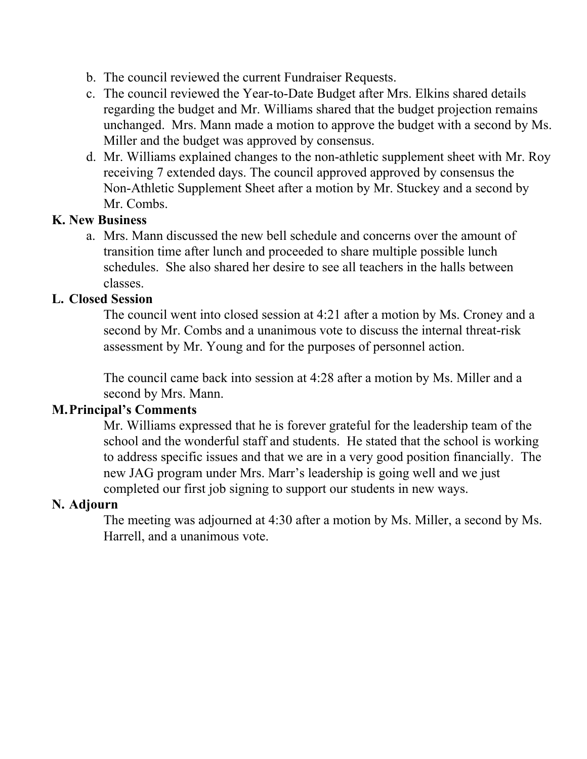b. The council reviewed the current Fundraiser Requests.
c. The council reviewed the Year-to-Date Budget after Mrs. Elkins shared details regarding the budget and Mr. Williams shared that the budget projection remains unchanged. Mrs. Mann made a motion to approve the budget with a second by Ms. Miller and the budget was approved by consensus.
d. Mr. Williams explained changes to the non-athletic supplement sheet with Mr. Roy receiving 7 extended days. The council approved approved by consensus the Non-Athletic Supplement Sheet after a motion by Mr. Stuckey and a second by Mr. Combs.

**K. New Business**

a. Mrs. Mann discussed the new bell schedule and concerns over the amount of transition time after lunch and proceeded to share multiple possible lunch schedules. She also shared her desire to see all teachers in the halls between classes.

**L. Closed Session**

The council went into closed session at 4:21 after a motion by Ms. Croney and a second by Mr. Combs and a unanimous vote to discuss the internal threat-risk assessment by Mr. Young and for the purposes of personnel action.

The council came back into session at 4:28 after a motion by Ms. Miller and a second by Mrs. Mann.

**M. Principal's Comments**

Mr. Williams expressed that he is forever grateful for the leadership team of the school and the wonderful staff and students. He stated that the school is working to address specific issues and that we are in a very good position financially. The new JAG program under Mrs. Marr's leadership is going well and we just completed our first job signing to support our students in new ways.

**N. Adjourn**

The meeting was adjourned at 4:30 after a motion by Ms. Miller, a second by Ms. Harrell, and a unanimous vote.